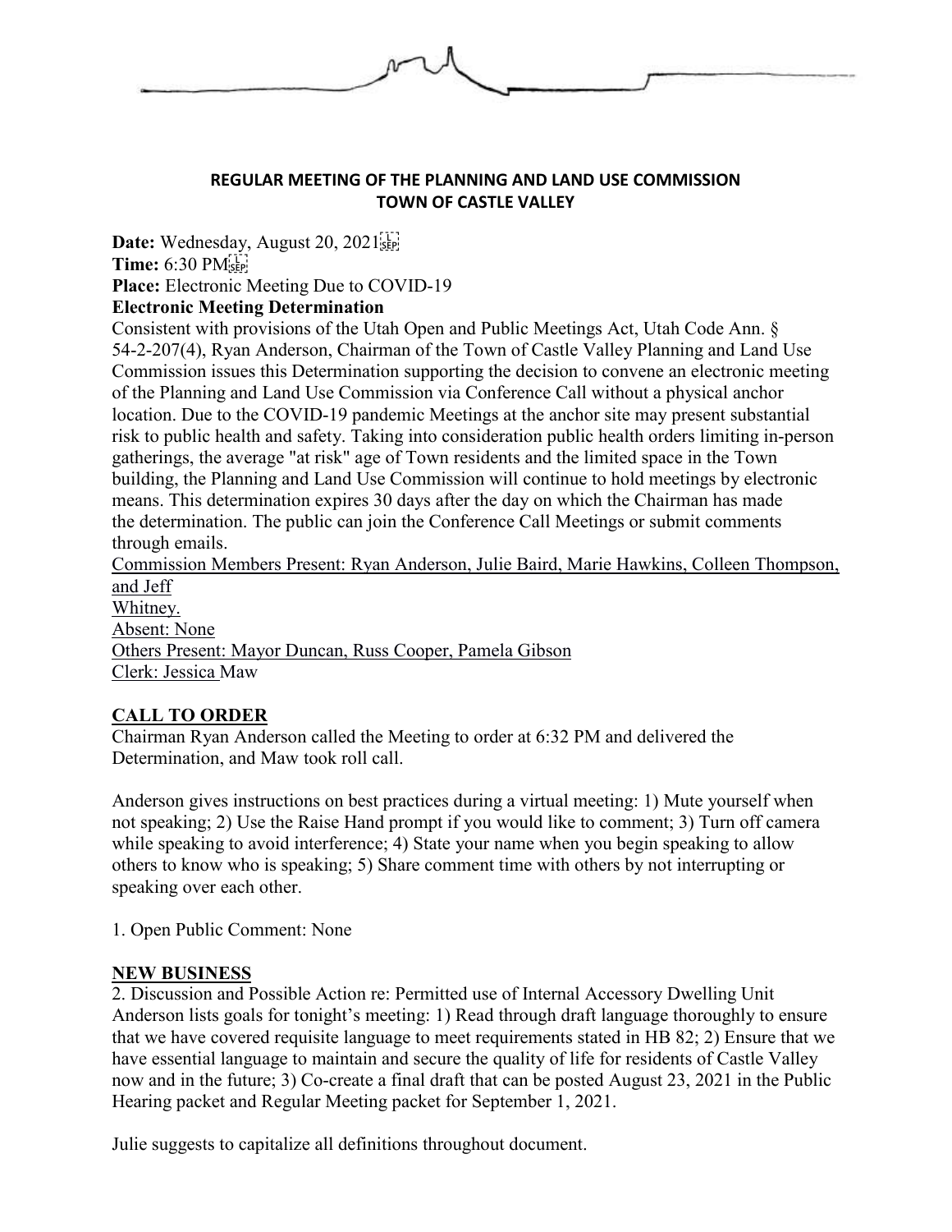**REGULAR MEETING OF THE PLANNING AND LAND USE COMMISSION**
**TOWN OF CASTLE VALLEY**

**Date:** Wednesday, August 20, 2021
**Time:** 6:30 PM
**Place:** Electronic Meeting Due to COVID-19
**Electronic Meeting Determination**

Consistent with provisions of the Utah Open and Public Meetings Act, Utah Code Ann. § 54-2-207(4), Ryan Anderson, Chairman of the Town of Castle Valley Planning and Land Use Commission issues this Determination supporting the decision to convene an electronic meeting of the Planning and Land Use Commission via Conference Call without a physical anchor location. Due to the COVID-19 pandemic Meetings at the anchor site may present substantial risk to public health and safety. Taking into consideration public health orders limiting in-person gatherings, the average "at risk" age of Town residents and the limited space in the Town building, the Planning and Land Use Commission will continue to hold meetings by electronic means. This determination expires 30 days after the day on which the Chairman has made the determination. The public can join the Conference Call Meetings or submit comments through emails.

Commission Members Present: Ryan Anderson, Julie Baird, Marie Hawkins, Colleen Thompson, and Jeff Whitney.
Absent: None
Others Present: Mayor Duncan, Russ Cooper, Pamela Gibson
Clerk: Jessica Maw

## CALL TO ORDER

Chairman Ryan Anderson called the Meeting to order at 6:32 PM and delivered the Determination, and Maw took roll call.

Anderson gives instructions on best practices during a virtual meeting: 1) Mute yourself when not speaking; 2) Use the Raise Hand prompt if you would like to comment; 3) Turn off camera while speaking to avoid interference; 4) State your name when you begin speaking to allow others to know who is speaking; 5) Share comment time with others by not interrupting or speaking over each other.

1. Open Public Comment: None

## NEW BUSINESS

2. Discussion and Possible Action re: Permitted use of Internal Accessory Dwelling Unit
Anderson lists goals for tonight's meeting: 1) Read through draft language thoroughly to ensure that we have covered requisite language to meet requirements stated in HB 82; 2) Ensure that we have essential language to maintain and secure the quality of life for residents of Castle Valley now and in the future; 3) Co-create a final draft that can be posted August 23, 2021 in the Public Hearing packet and Regular Meeting packet for September 1, 2021.

Julie suggests to capitalize all definitions throughout document.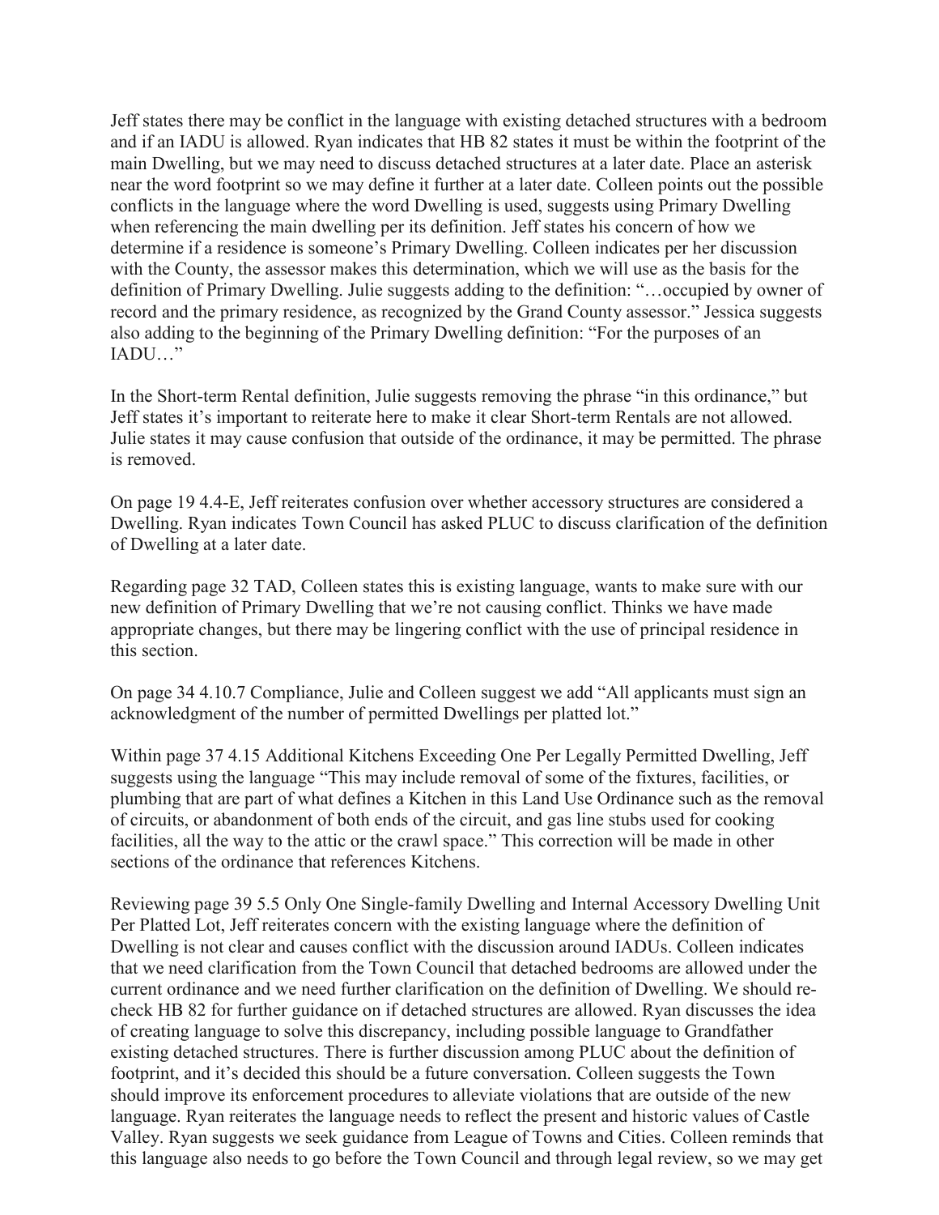Jeff states there may be conflict in the language with existing detached structures with a bedroom and if an IADU is allowed. Ryan indicates that HB 82 states it must be within the footprint of the main Dwelling, but we may need to discuss detached structures at a later date. Place an asterisk near the word footprint so we may define it further at a later date. Colleen points out the possible conflicts in the language where the word Dwelling is used, suggests using Primary Dwelling when referencing the main dwelling per its definition. Jeff states his concern of how we determine if a residence is someone's Primary Dwelling. Colleen indicates per her discussion with the County, the assessor makes this determination, which we will use as the basis for the definition of Primary Dwelling. Julie suggests adding to the definition: "…occupied by owner of record and the primary residence, as recognized by the Grand County assessor." Jessica suggests also adding to the beginning of the Primary Dwelling definition: "For the purposes of an IADU…"

In the Short-term Rental definition, Julie suggests removing the phrase "in this ordinance," but Jeff states it's important to reiterate here to make it clear Short-term Rentals are not allowed. Julie states it may cause confusion that outside of the ordinance, it may be permitted. The phrase is removed.

On page 19 4.4-E, Jeff reiterates confusion over whether accessory structures are considered a Dwelling. Ryan indicates Town Council has asked PLUC to discuss clarification of the definition of Dwelling at a later date.

Regarding page 32 TAD, Colleen states this is existing language, wants to make sure with our new definition of Primary Dwelling that we're not causing conflict. Thinks we have made appropriate changes, but there may be lingering conflict with the use of principal residence in this section.

On page 34 4.10.7 Compliance, Julie and Colleen suggest we add "All applicants must sign an acknowledgment of the number of permitted Dwellings per platted lot."

Within page 37 4.15 Additional Kitchens Exceeding One Per Legally Permitted Dwelling, Jeff suggests using the language "This may include removal of some of the fixtures, facilities, or plumbing that are part of what defines a Kitchen in this Land Use Ordinance such as the removal of circuits, or abandonment of both ends of the circuit, and gas line stubs used for cooking facilities, all the way to the attic or the crawl space." This correction will be made in other sections of the ordinance that references Kitchens.

Reviewing page 39 5.5 Only One Single-family Dwelling and Internal Accessory Dwelling Unit Per Platted Lot, Jeff reiterates concern with the existing language where the definition of Dwelling is not clear and causes conflict with the discussion around IADUs. Colleen indicates that we need clarification from the Town Council that detached bedrooms are allowed under the current ordinance and we need further clarification on the definition of Dwelling. We should re-check HB 82 for further guidance on if detached structures are allowed. Ryan discusses the idea of creating language to solve this discrepancy, including possible language to Grandfather existing detached structures. There is further discussion among PLUC about the definition of footprint, and it's decided this should be a future conversation. Colleen suggests the Town should improve its enforcement procedures to alleviate violations that are outside of the new language. Ryan reiterates the language needs to reflect the present and historic values of Castle Valley. Ryan suggests we seek guidance from League of Towns and Cities. Colleen reminds that this language also needs to go before the Town Council and through legal review, so we may get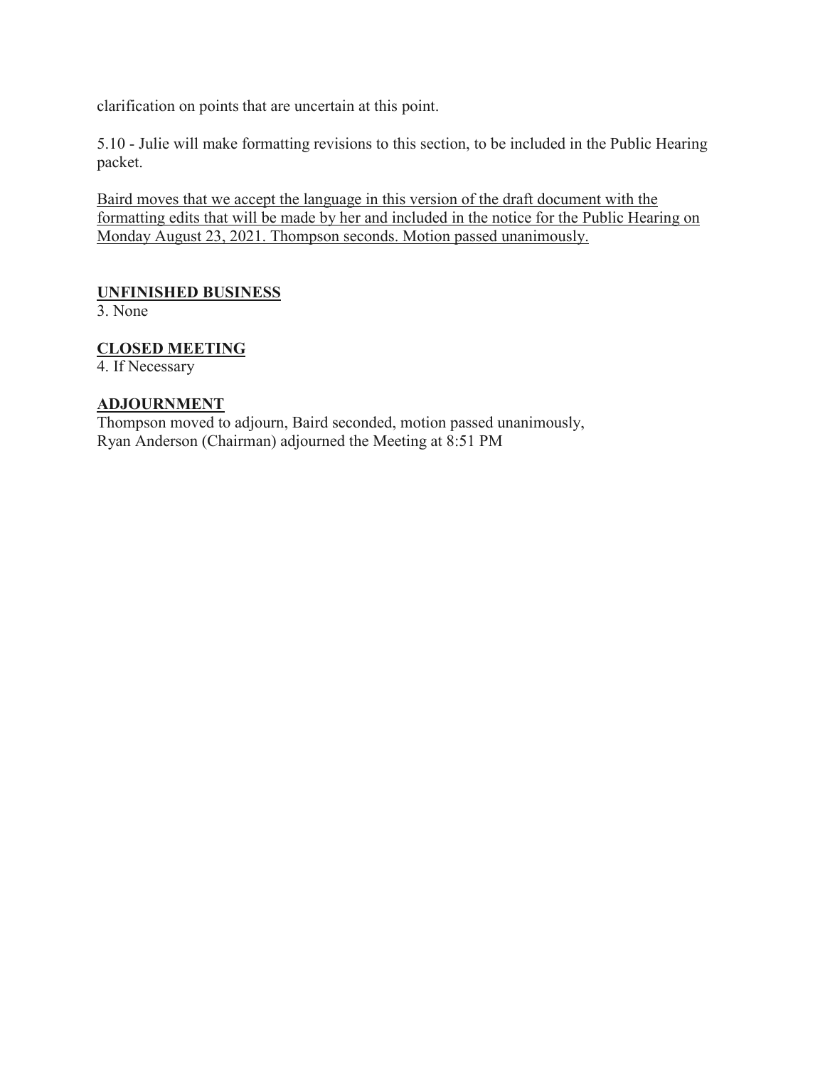clarification on points that are uncertain at this point.

5.10 - Julie will make formatting revisions to this section, to be included in the Public Hearing packet.

<u>Baird moves that we accept the language in this version of the draft document with the formatting edits that will be made by her and included in the notice for the Public Hearing on Monday August 23, 2021. Thompson seconds. Motion passed unanimously.</u>

**<u>UNFINISHED BUSINESS</u>**

3. None

**<u>CLOSED MEETING</u>**

4. If Necessary

**<u>ADJOURNMENT</u>**

Thompson moved to adjourn, Baird seconded, motion passed unanimously,
Ryan Anderson (Chairman) adjourned the Meeting at 8:51 PM